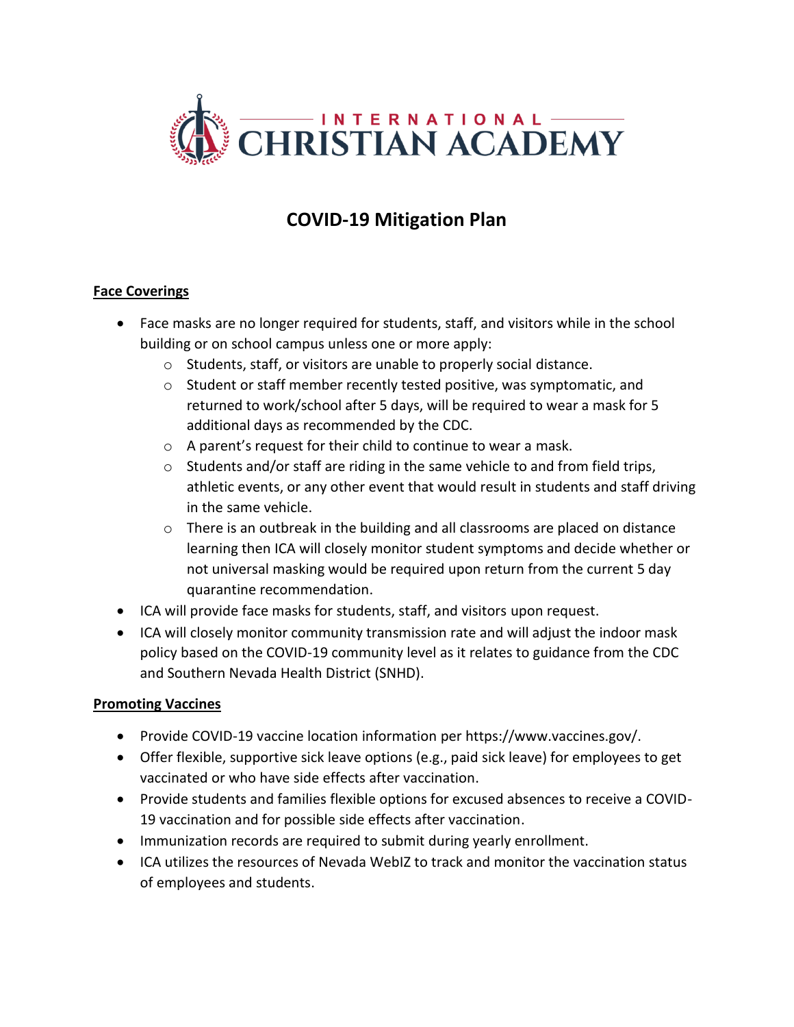INTERNATIONAL
CHRISTIAN ACADEMY

# COVID-19 Mitigation Plan

## Face Coverings

- Face masks are no longer required for students, staff, and visitors while in the school building or on school campus unless one or more apply:
  - Students, staff, or visitors are unable to properly social distance.
  - Student or staff member recently tested positive, was symptomatic, and returned to work/school after 5 days, will be required to wear a mask for 5 additional days as recommended by the CDC.
  - A parent's request for their child to continue to wear a mask.
  - Students and/or staff are riding in the same vehicle to and from field trips, athletic events, or any other event that would result in students and staff driving in the same vehicle.
  - There is an outbreak in the building and all classrooms are placed on distance learning then ICA will closely monitor student symptoms and decide whether or not universal masking would be required upon return from the current 5 day quarantine recommendation.
- ICA will provide face masks for students, staff, and visitors upon request.
- ICA will closely monitor community transmission rate and will adjust the indoor mask policy based on the COVID-19 community level as it relates to guidance from the CDC and Southern Nevada Health District (SNHD).

## Promoting Vaccines

- Provide COVID-19 vaccine location information per https://www.vaccines.gov/.
- Offer flexible, supportive sick leave options (e.g., paid sick leave) for employees to get vaccinated or who have side effects after vaccination.
- Provide students and families flexible options for excused absences to receive a COVID-19 vaccination and for possible side effects after vaccination.
- Immunization records are required to submit during yearly enrollment.
- ICA utilizes the resources of Nevada WebIZ to track and monitor the vaccination status of employees and students.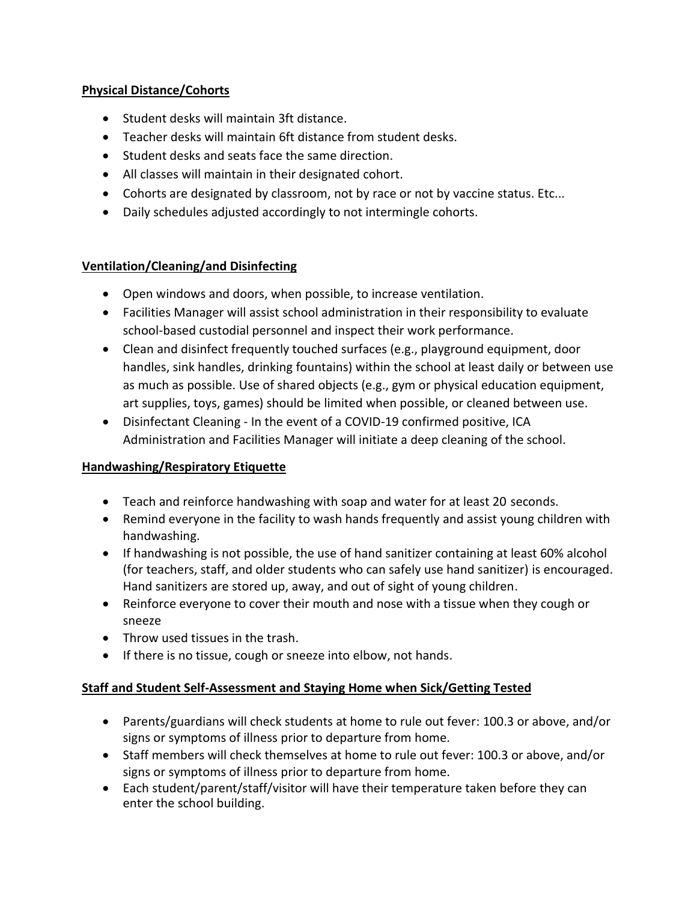**Physical Distance/Cohorts**

- Student desks will maintain 3ft distance.
- Teacher desks will maintain 6ft distance from student desks.
- Student desks and seats face the same direction.
- All classes will maintain in their designated cohort.
- Cohorts are designated by classroom, not by race or not by vaccine status. Etc...
- Daily schedules adjusted accordingly to not intermingle cohorts.

**Ventilation/Cleaning/and Disinfecting**

- Open windows and doors, when possible, to increase ventilation.
- Facilities Manager will assist school administration in their responsibility to evaluate school-based custodial personnel and inspect their work performance.
- Clean and disinfect frequently touched surfaces (e.g., playground equipment, door handles, sink handles, drinking fountains) within the school at least daily or between use as much as possible. Use of shared objects (e.g., gym or physical education equipment, art supplies, toys, games) should be limited when possible, or cleaned between use.
- Disinfectant Cleaning - In the event of a COVID-19 confirmed positive, ICA Administration and Facilities Manager will initiate a deep cleaning of the school.

**Handwashing/Respiratory Etiquette**

- Teach and reinforce handwashing with soap and water for at least 20 seconds.
- Remind everyone in the facility to wash hands frequently and assist young children with handwashing.
- If handwashing is not possible, the use of hand sanitizer containing at least 60% alcohol (for teachers, staff, and older students who can safely use hand sanitizer) is encouraged. Hand sanitizers are stored up, away, and out of sight of young children.
- Reinforce everyone to cover their mouth and nose with a tissue when they cough or sneeze
- Throw used tissues in the trash.
- If there is no tissue, cough or sneeze into elbow, not hands.

**Staff and Student Self-Assessment and Staying Home when Sick/Getting Tested**

- Parents/guardians will check students at home to rule out fever: 100.3 or above, and/or signs or symptoms of illness prior to departure from home.
- Staff members will check themselves at home to rule out fever: 100.3 or above, and/or signs or symptoms of illness prior to departure from home.
- Each student/parent/staff/visitor will have their temperature taken before they can enter the school building.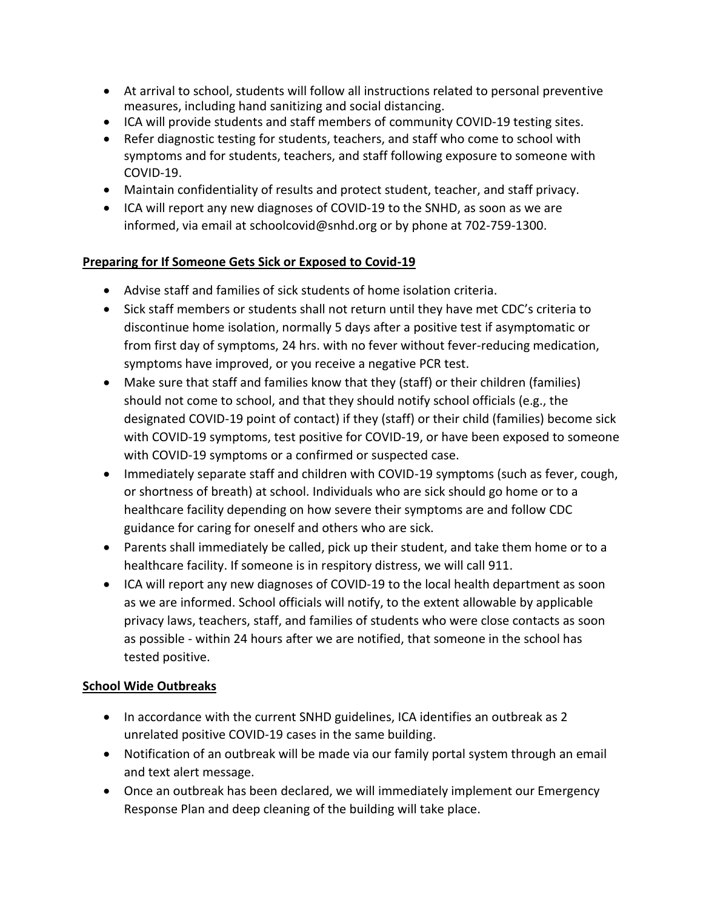- At arrival to school, students will follow all instructions related to personal preventive measures, including hand sanitizing and social distancing.
- ICA will provide students and staff members of community COVID-19 testing sites.
- Refer diagnostic testing for students, teachers, and staff who come to school with symptoms and for students, teachers, and staff following exposure to someone with COVID-19.
- Maintain confidentiality of results and protect student, teacher, and staff privacy.
- ICA will report any new diagnoses of COVID-19 to the SNHD, as soon as we are informed, via email at schoolcovid@snhd.org or by phone at 702-759-1300.

**Preparing for If Someone Gets Sick or Exposed to Covid-19**

- Advise staff and families of sick students of home isolation criteria.
- Sick staff members or students shall not return until they have met CDC's criteria to discontinue home isolation, normally 5 days after a positive test if asymptomatic or from first day of symptoms, 24 hrs. with no fever without fever-reducing medication, symptoms have improved, or you receive a negative PCR test.
- Make sure that staff and families know that they (staff) or their children (families) should not come to school, and that they should notify school officials (e.g., the designated COVID-19 point of contact) if they (staff) or their child (families) become sick with COVID-19 symptoms, test positive for COVID-19, or have been exposed to someone with COVID-19 symptoms or a confirmed or suspected case.
- Immediately separate staff and children with COVID-19 symptoms (such as fever, cough, or shortness of breath) at school. Individuals who are sick should go home or to a healthcare facility depending on how severe their symptoms are and follow CDC guidance for caring for oneself and others who are sick.
- Parents shall immediately be called, pick up their student, and take them home or to a healthcare facility. If someone is in respitory distress, we will call 911.
- ICA will report any new diagnoses of COVID-19 to the local health department as soon as we are informed. School officials will notify, to the extent allowable by applicable privacy laws, teachers, staff, and families of students who were close contacts as soon as possible - within 24 hours after we are notified, that someone in the school has tested positive.

**School Wide Outbreaks**

- In accordance with the current SNHD guidelines, ICA identifies an outbreak as 2 unrelated positive COVID-19 cases in the same building.
- Notification of an outbreak will be made via our family portal system through an email and text alert message.
- Once an outbreak has been declared, we will immediately implement our Emergency Response Plan and deep cleaning of the building will take place.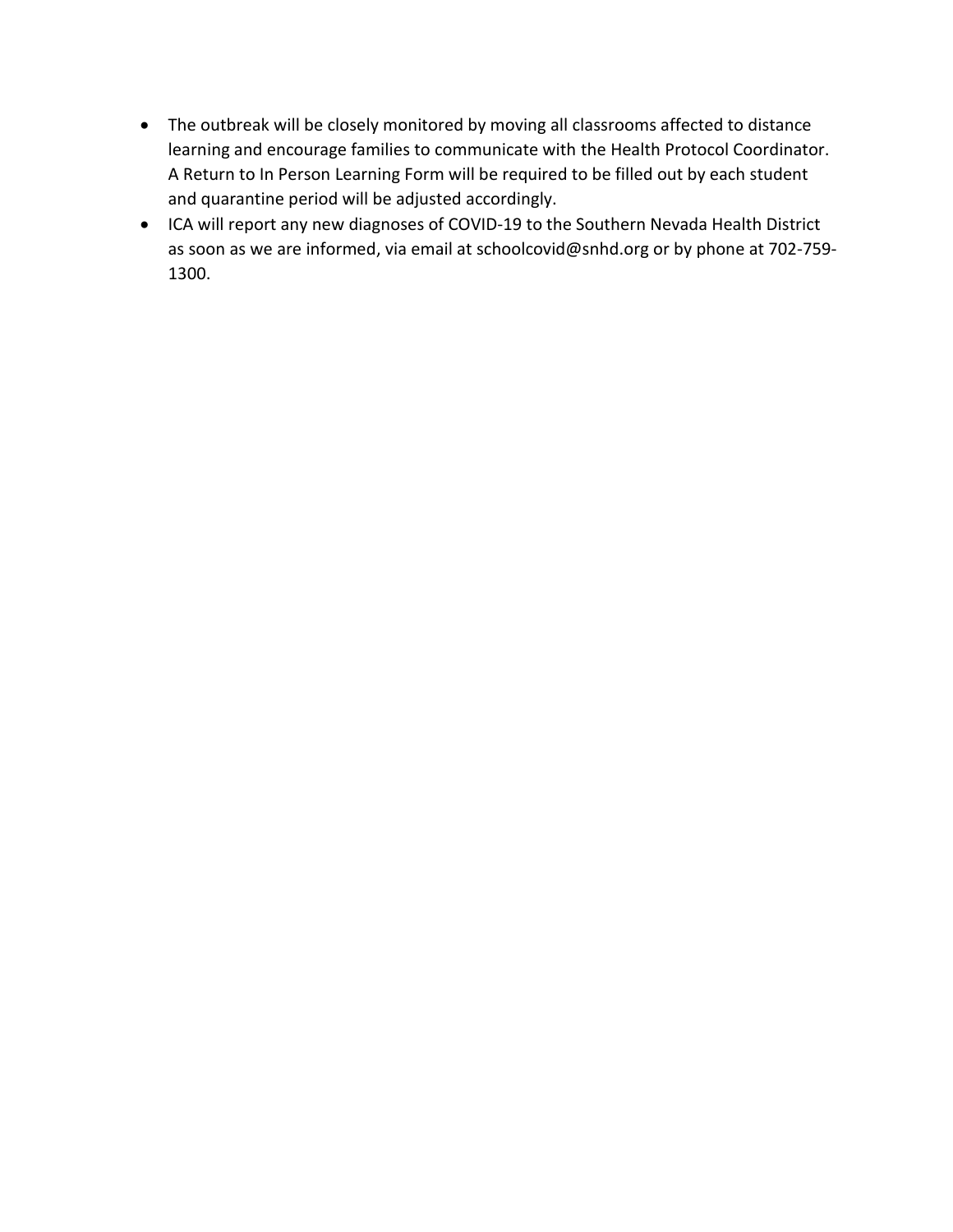- The outbreak will be closely monitored by moving all classrooms affected to distance learning and encourage families to communicate with the Health Protocol Coordinator. A Return to In Person Learning Form will be required to be filled out by each student and quarantine period will be adjusted accordingly.
- ICA will report any new diagnoses of COVID-19 to the Southern Nevada Health District as soon as we are informed, via email at schoolcovid@snhd.org or by phone at 702-759-1300.